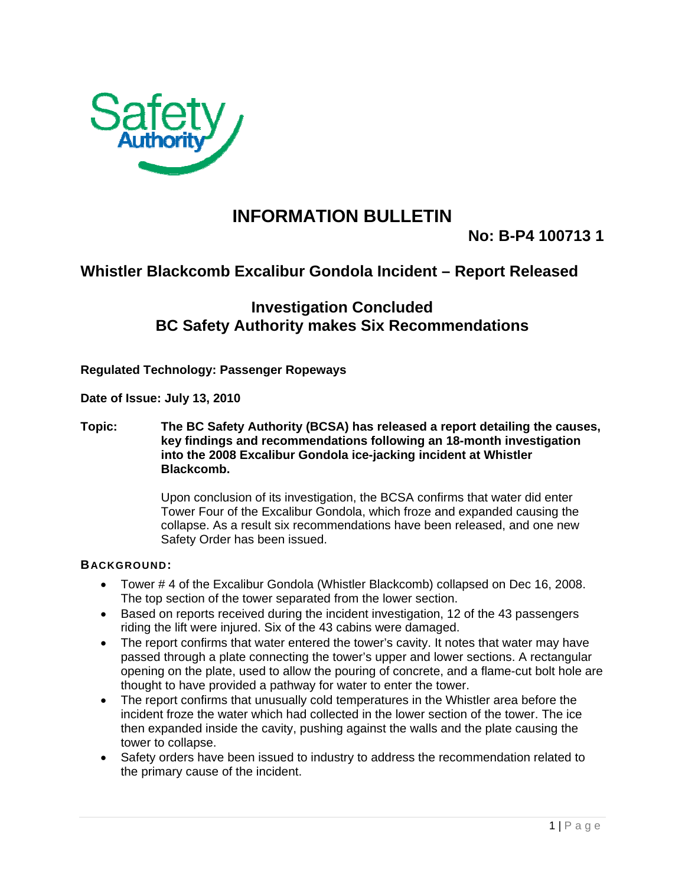Safety Authority

# INFORMATION BULLETIN

**No: B-P4 100713 1**

## Whistler Blackcomb Excalibur Gondola Incident – Report Released

### Investigation Concluded
### BC Safety Authority makes Six Recommendations

**Regulated Technology: Passenger Ropeways**

**Date of Issue: July 13, 2010**

**Topic:** **The BC Safety Authority (BCSA) has released a report detailing the causes, key findings and recommendations following an 18-month investigation into the 2008 Excalibur Gondola ice-jacking incident at Whistler Blackcomb.**

Upon conclusion of its investigation, the BCSA confirms that water did enter Tower Four of the Excalibur Gondola, which froze and expanded causing the collapse. As a result six recommendations have been released, and one new Safety Order has been issued.

**BACKGROUND:**

- Tower # 4 of the Excalibur Gondola (Whistler Blackcomb) collapsed on Dec 16, 2008. The top section of the tower separated from the lower section.
- Based on reports received during the incident investigation, 12 of the 43 passengers riding the lift were injured. Six of the 43 cabins were damaged.
- The report confirms that water entered the tower's cavity. It notes that water may have passed through a plate connecting the tower's upper and lower sections. A rectangular opening on the plate, used to allow the pouring of concrete, and a flame-cut bolt hole are thought to have provided a pathway for water to enter the tower.
- The report confirms that unusually cold temperatures in the Whistler area before the incident froze the water which had collected in the lower section of the tower. The ice then expanded inside the cavity, pushing against the walls and the plate causing the tower to collapse.
- Safety orders have been issued to industry to address the recommendation related to the primary cause of the incident.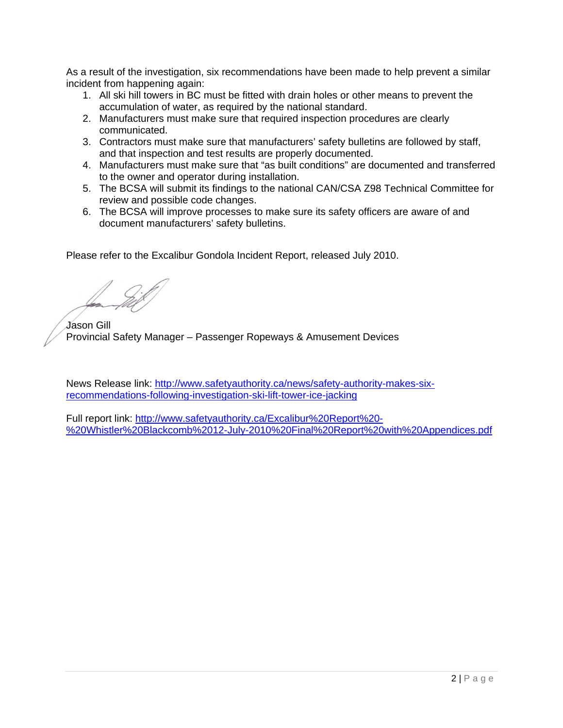As a result of the investigation, six recommendations have been made to help prevent a similar incident from happening again:

1. All ski hill towers in BC must be fitted with drain holes or other means to prevent the accumulation of water, as required by the national standard.
2. Manufacturers must make sure that required inspection procedures are clearly communicated.
3. Contractors must make sure that manufacturers' safety bulletins are followed by staff, and that inspection and test results are properly documented.
4. Manufacturers must make sure that "as built conditions" are documented and transferred to the owner and operator during installation.
5. The BCSA will submit its findings to the national CAN/CSA Z98 Technical Committee for review and possible code changes.
6. The BCSA will improve processes to make sure its safety officers are aware of and document manufacturers' safety bulletins.

Please refer to the Excalibur Gondola Incident Report, released July 2010.

Jason Gill
Provincial Safety Manager – Passenger Ropeways & Amusement Devices

News Release link: http://www.safetyauthority.ca/news/safety-authority-makes-six-recommendations-following-investigation-ski-lift-tower-ice-jacking

Full report link: http://www.safetyauthority.ca/Excalibur%20Report%20-%20Whistler%20Blackcomb%2012-July-2010%20Final%20Report%20with%20Appendices.pdf